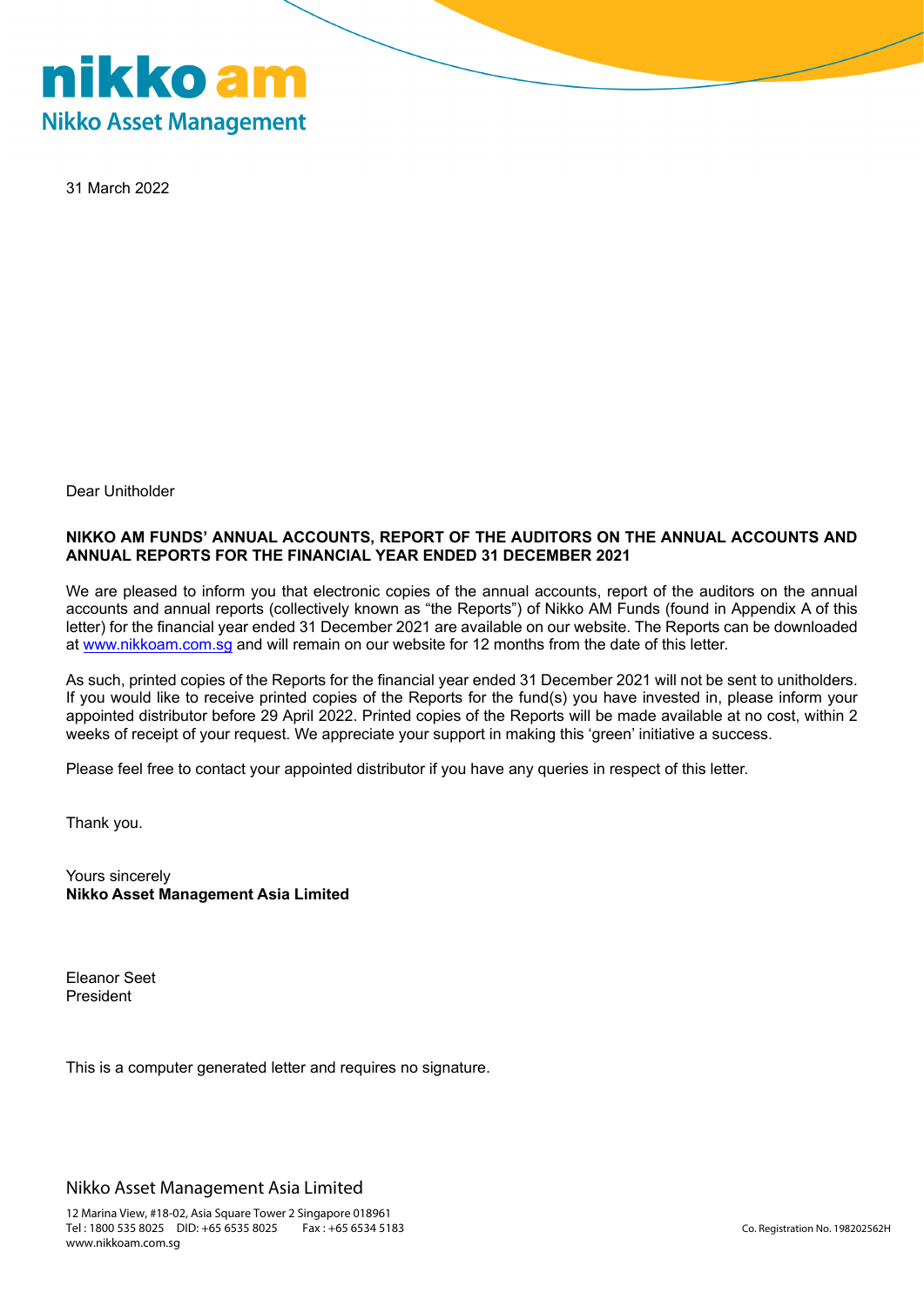nikko am
Nikko Asset Management

31 March 2022

Dear Unitholder

**NIKKO AM FUNDS' ANNUAL ACCOUNTS, REPORT OF THE AUDITORS ON THE ANNUAL ACCOUNTS AND ANNUAL REPORTS FOR THE FINANCIAL YEAR ENDED 31 DECEMBER 2021**

We are pleased to inform you that electronic copies of the annual accounts, report of the auditors on the annual accounts and annual reports (collectively known as "the Reports") of Nikko AM Funds (found in Appendix A of this letter) for the financial year ended 31 December 2021 are available on our website. The Reports can be downloaded at www.nikkoam.com.sg and will remain on our website for 12 months from the date of this letter.

As such, printed copies of the Reports for the financial year ended 31 December 2021 will not be sent to unitholders. If you would like to receive printed copies of the Reports for the fund(s) you have invested in, please inform your appointed distributor before 29 April 2022. Printed copies of the Reports will be made available at no cost, within 2 weeks of receipt of your request. We appreciate your support in making this 'green' initiative a success.

Please feel free to contact your appointed distributor if you have any queries in respect of this letter.

Thank you.

Yours sincerely
**Nikko Asset Management Asia Limited**

Eleanor Seet
President

This is a computer generated letter and requires no signature.

Nikko Asset Management Asia Limited

12 Marina View, #18-02, Asia Square Tower 2 Singapore 018961
Tel : 1800 535 8025 DID: +65 6535 8025 Fax : +65 6534 5183
www.nikkoam.com.sg

Co. Registration No. 198202562H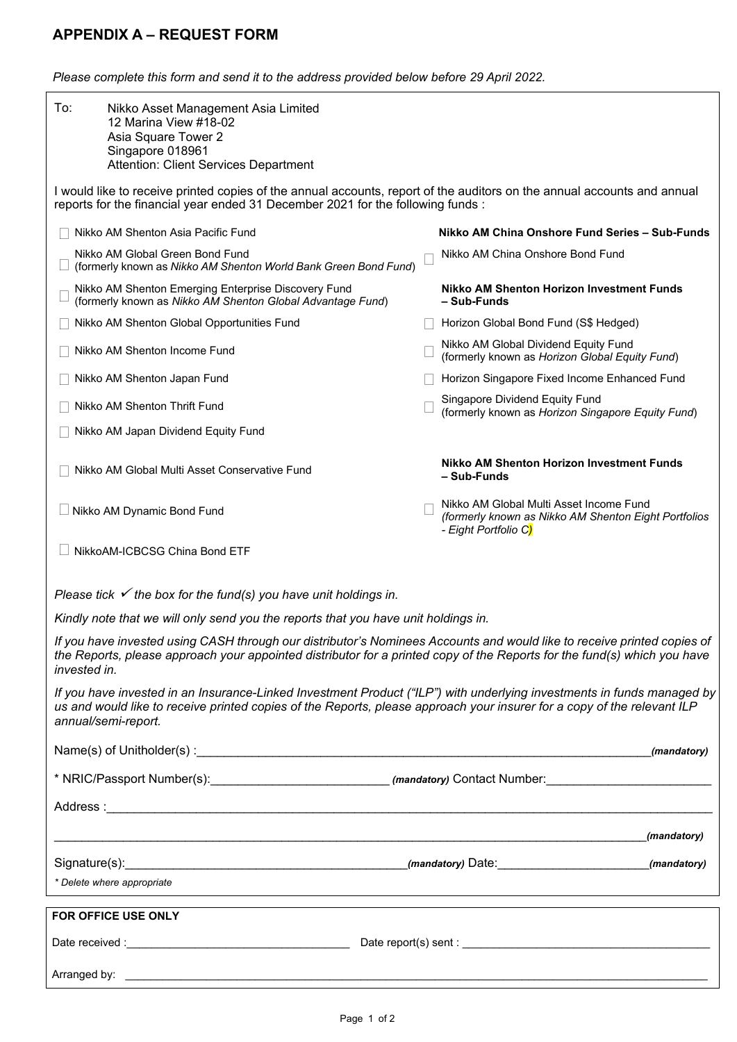## APPENDIX A – REQUEST FORM

*Please complete this form and send it to the address provided below before 29 April 2022.*

To: Nikko Asset Management Asia Limited
12 Marina View #18-02
Asia Square Tower 2
Singapore 018961
Attention: Client Services Department

I would like to receive printed copies of the annual accounts, report of the auditors on the annual accounts and annual reports for the financial year ended 31 December 2021 for the following funds :

- ☐ Nikko AM Shenton Asia Pacific Fund
- ☐ Nikko AM Global Green Bond Fund (formerly known as *Nikko AM Shenton World Bank Green Bond Fund*)
- ☐ Nikko AM Shenton Emerging Enterprise Discovery Fund (formerly known as *Nikko AM Shenton Global Advantage Fund*)
- ☐ Nikko AM Shenton Global Opportunities Fund
- ☐ Nikko AM Shenton Income Fund
- ☐ Nikko AM Shenton Japan Fund
- ☐ Nikko AM Shenton Thrift Fund
- ☐ Nikko AM Japan Dividend Equity Fund
- ☐ Nikko AM Global Multi Asset Conservative Fund
- ☐ Nikko AM Dynamic Bond Fund
- ☐ NikkoAM-ICBCSG China Bond ETF

**Nikko AM China Onshore Fund Series – Sub-Funds**

- ☐ Nikko AM China Onshore Bond Fund

**Nikko AM Shenton Horizon Investment Funds – Sub-Funds**

- ☐ Horizon Global Bond Fund (S$ Hedged)
- ☐ Nikko AM Global Dividend Equity Fund (formerly known as *Horizon Global Equity Fund*)
- ☐ Horizon Singapore Fixed Income Enhanced Fund
- ☐ Singapore Dividend Equity Fund (formerly known as *Horizon Singapore Equity Fund*)

**Nikko AM Shenton Horizon Investment Funds – Sub-Funds**

- ☐ Nikko AM Global Multi Asset Income Fund *(formerly known as Nikko AM Shenton Eight Portfolios - Eight Portfolio C)*

*Please tick ✓ the box for the fund(s) you have unit holdings in.*

*Kindly note that we will only send you the reports that you have unit holdings in.*

*If you have invested using CASH through our distributor's Nominees Accounts and would like to receive printed copies of the Reports, please approach your appointed distributor for a printed copy of the Reports for the fund(s) which you have invested in.*

*If you have invested in an Insurance-Linked Investment Product ("ILP") with underlying investments in funds managed by us and would like to receive printed copies of the Reports, please approach your insurer for a copy of the relevant ILP annual/semi-report.*

Name(s) of Unitholder(s) :_______________________________________________*(mandatory)*

\* NRIC/Passport Number(s):_____________________ *(mandatory)* Contact Number:_____________________

Address :____________________________________________________________________

____________________________________________________________________*(mandatory)*

Signature(s):_________________________________*(mandatory)* Date:_________________*(mandatory)*

*\* Delete where appropriate*

**FOR OFFICE USE ONLY**

Date received :___________________________ Date report(s) sent : ___________________________

Arranged by: ____________________________________________________________________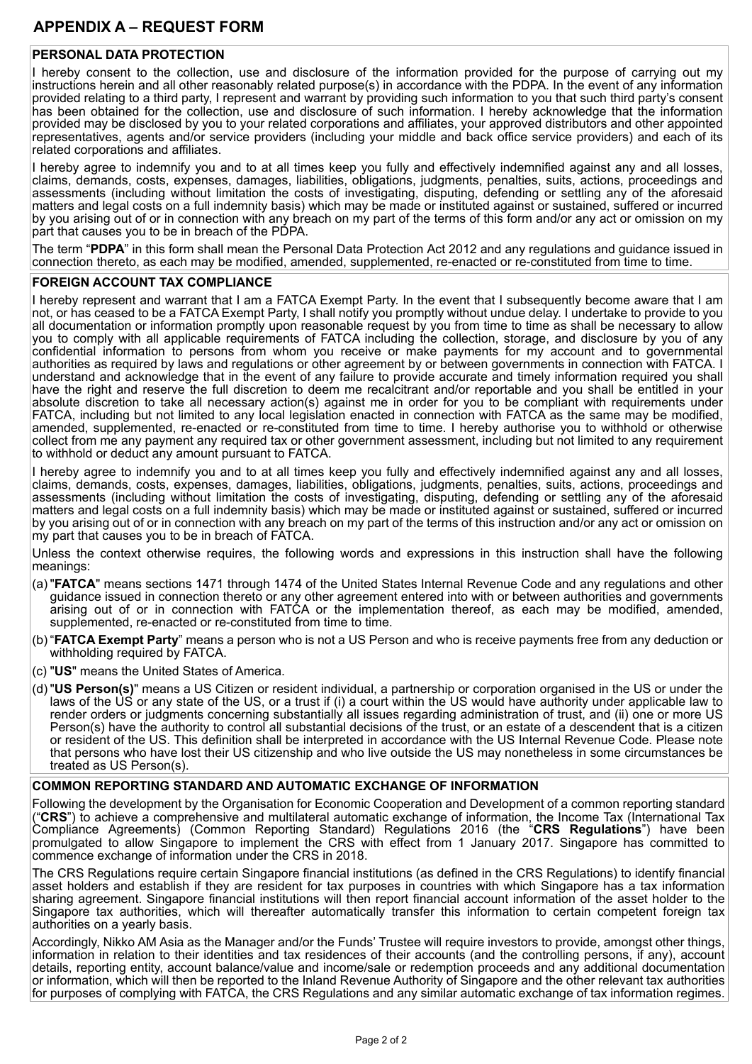# APPENDIX A – REQUEST FORM

## PERSONAL DATA PROTECTION

I hereby consent to the collection, use and disclosure of the information provided for the purpose of carrying out my instructions herein and all other reasonably related purpose(s) in accordance with the PDPA. In the event of any information provided relating to a third party, I represent and warrant by providing such information to you that such third party's consent has been obtained for the collection, use and disclosure of such information. I hereby acknowledge that the information provided may be disclosed by you to your related corporations and affiliates, your approved distributors and other appointed representatives, agents and/or service providers (including your middle and back office service providers) and each of its related corporations and affiliates.

I hereby agree to indemnify you and to at all times keep you fully and effectively indemnified against any and all losses, claims, demands, costs, expenses, damages, liabilities, obligations, judgments, penalties, suits, actions, proceedings and assessments (including without limitation the costs of investigating, disputing, defending or settling any of the aforesaid matters and legal costs on a full indemnity basis) which may be made or instituted against or sustained, suffered or incurred by you arising out of or in connection with any breach on my part of the terms of this form and/or any act or omission on my part that causes you to be in breach of the PDPA.

The term "**PDPA**" in this form shall mean the Personal Data Protection Act 2012 and any regulations and guidance issued in connection thereto, as each may be modified, amended, supplemented, re-enacted or re-constituted from time to time.

## FOREIGN ACCOUNT TAX COMPLIANCE

I hereby represent and warrant that I am a FATCA Exempt Party. In the event that I subsequently become aware that I am not, or has ceased to be a FATCA Exempt Party, I shall notify you promptly without undue delay. I undertake to provide to you all documentation or information promptly upon reasonable request by you from time to time as shall be necessary to allow you to comply with all applicable requirements of FATCA including the collection, storage, and disclosure by you of any confidential information to persons from whom you receive or make payments for my account and to governmental authorities as required by laws and regulations or other agreement by or between governments in connection with FATCA. I understand and acknowledge that in the event of any failure to provide accurate and timely information required you shall have the right and reserve the full discretion to deem me recalcitrant and/or reportable and you shall be entitled in your absolute discretion to take all necessary action(s) against me in order for you to be compliant with requirements under FATCA, including but not limited to any local legislation enacted in connection with FATCA as the same may be modified, amended, supplemented, re-enacted or re-constituted from time to time. I hereby authorise you to withhold or otherwise collect from me any payment any required tax or other government assessment, including but not limited to any requirement to withhold or deduct any amount pursuant to FATCA.

I hereby agree to indemnify you and to at all times keep you fully and effectively indemnified against any and all losses, claims, demands, costs, expenses, damages, liabilities, obligations, judgments, penalties, suits, actions, proceedings and assessments (including without limitation the costs of investigating, disputing, defending or settling any of the aforesaid matters and legal costs on a full indemnity basis) which may be made or instituted against or sustained, suffered or incurred by you arising out of or in connection with any breach on my part of the terms of this instruction and/or any act or omission on my part that causes you to be in breach of FATCA.

Unless the context otherwise requires, the following words and expressions in this instruction shall have the following meanings:

(a) "**FATCA**" means sections 1471 through 1474 of the United States Internal Revenue Code and any regulations and other guidance issued in connection thereto or any other agreement entered into with or between authorities and governments arising out of or in connection with FATCA or the implementation thereof, as each may be modified, amended, supplemented, re-enacted or re-constituted from time to time.

(b) "**FATCA Exempt Party**" means a person who is not a US Person and who is receive payments free from any deduction or withholding required by FATCA.

(c) "**US**" means the United States of America.

(d) "**US Person(s)**" means a US Citizen or resident individual, a partnership or corporation organised in the US or under the laws of the US or any state of the US, or a trust if (i) a court within the US would have authority under applicable law to render orders or judgments concerning substantially all issues regarding administration of trust, and (ii) one or more US Person(s) have the authority to control all substantial decisions of the trust, or an estate of a descendent that is a citizen or resident of the US. This definition shall be interpreted in accordance with the US Internal Revenue Code. Please note that persons who have lost their US citizenship and who live outside the US may nonetheless in some circumstances be treated as US Person(s).

## COMMON REPORTING STANDARD AND AUTOMATIC EXCHANGE OF INFORMATION

Following the development by the Organisation for Economic Cooperation and Development of a common reporting standard ("**CRS**") to achieve a comprehensive and multilateral automatic exchange of information, the Income Tax (International Tax Compliance Agreements) (Common Reporting Standard) Regulations 2016 (the "**CRS Regulations**") have been promulgated to allow Singapore to implement the CRS with effect from 1 January 2017. Singapore has committed to commence exchange of information under the CRS in 2018.

The CRS Regulations require certain Singapore financial institutions (as defined in the CRS Regulations) to identify financial asset holders and establish if they are resident for tax purposes in countries with which Singapore has a tax information sharing agreement. Singapore financial institutions will then report financial account information of the asset holder to the Singapore tax authorities, which will thereafter automatically transfer this information to certain competent foreign tax authorities on a yearly basis.

Accordingly, Nikko AM Asia as the Manager and/or the Funds' Trustee will require investors to provide, amongst other things, information in relation to their identities and tax residences of their accounts (and the controlling persons, if any), account details, reporting entity, account balance/value and income/sale or redemption proceeds and any additional documentation or information, which will then be reported to the Inland Revenue Authority of Singapore and the other relevant tax authorities for purposes of complying with FATCA, the CRS Regulations and any similar automatic exchange of tax information regimes.